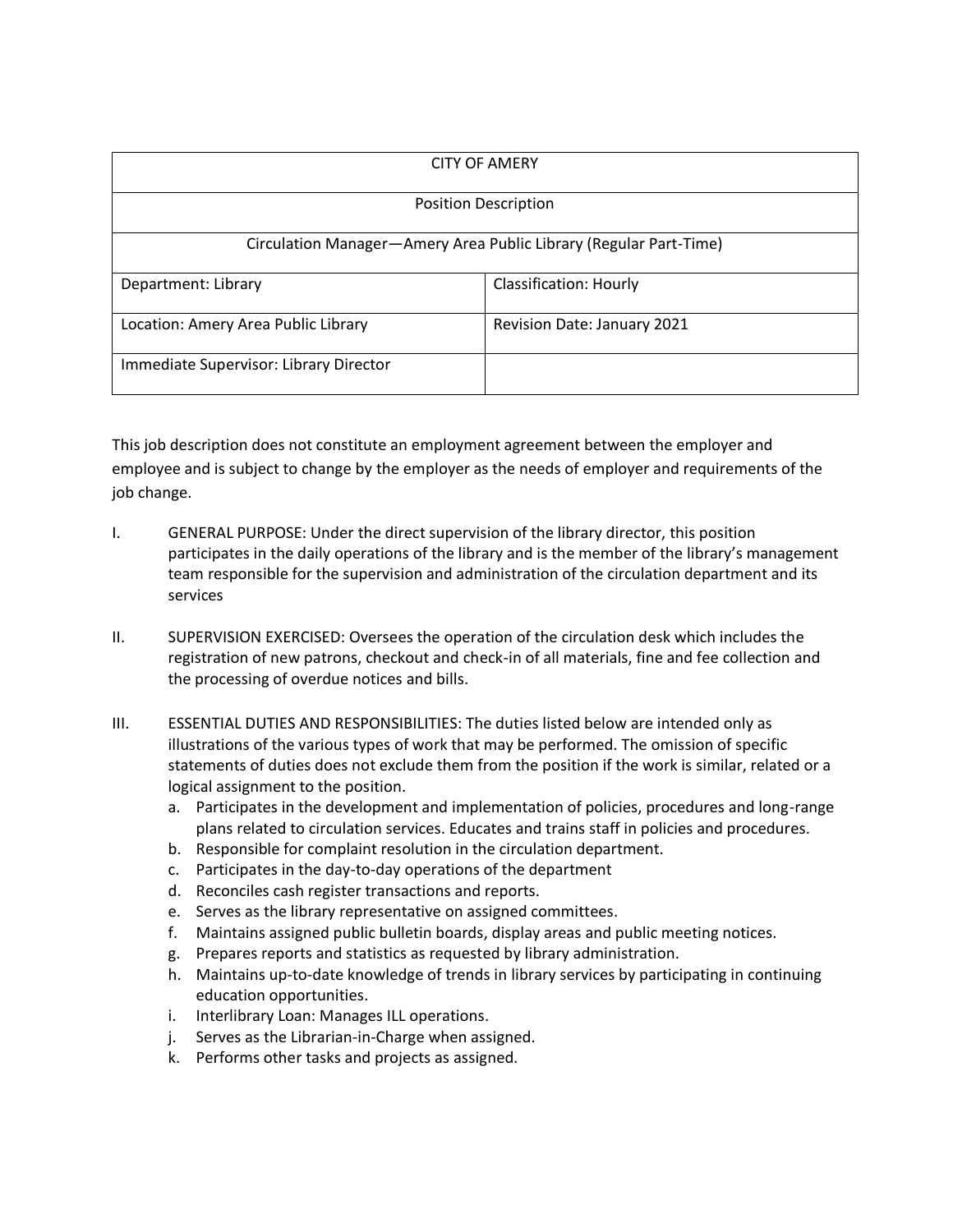| CITY OF AMERY | |
|---|---|
| Position Description | |
| Circulation Manager—Amery Area Public Library (Regular Part-Time) | |
| Department: Library | Classification: Hourly |
| Location: Amery Area Public Library | Revision Date: January 2021 |
| Immediate Supervisor: Library Director | |

This job description does not constitute an employment agreement between the employer and employee and is subject to change by the employer as the needs of employer and requirements of the job change.

I. GENERAL PURPOSE: Under the direct supervision of the library director, this position participates in the daily operations of the library and is the member of the library's management team responsible for the supervision and administration of the circulation department and its services

II. SUPERVISION EXERCISED: Oversees the operation of the circulation desk which includes the registration of new patrons, checkout and check-in of all materials, fine and fee collection and the processing of overdue notices and bills.

III. ESSENTIAL DUTIES AND RESPONSIBILITIES: The duties listed below are intended only as illustrations of the various types of work that may be performed. The omission of specific statements of duties does not exclude them from the position if the work is similar, related or a logical assignment to the position.

a. Participates in the development and implementation of policies, procedures and long-range plans related to circulation services. Educates and trains staff in policies and procedures.
b. Responsible for complaint resolution in the circulation department.
c. Participates in the day-to-day operations of the department
d. Reconciles cash register transactions and reports.
e. Serves as the library representative on assigned committees.
f. Maintains assigned public bulletin boards, display areas and public meeting notices.
g. Prepares reports and statistics as requested by library administration.
h. Maintains up-to-date knowledge of trends in library services by participating in continuing education opportunities.
i. Interlibrary Loan: Manages ILL operations.
j. Serves as the Librarian-in-Charge when assigned.
k. Performs other tasks and projects as assigned.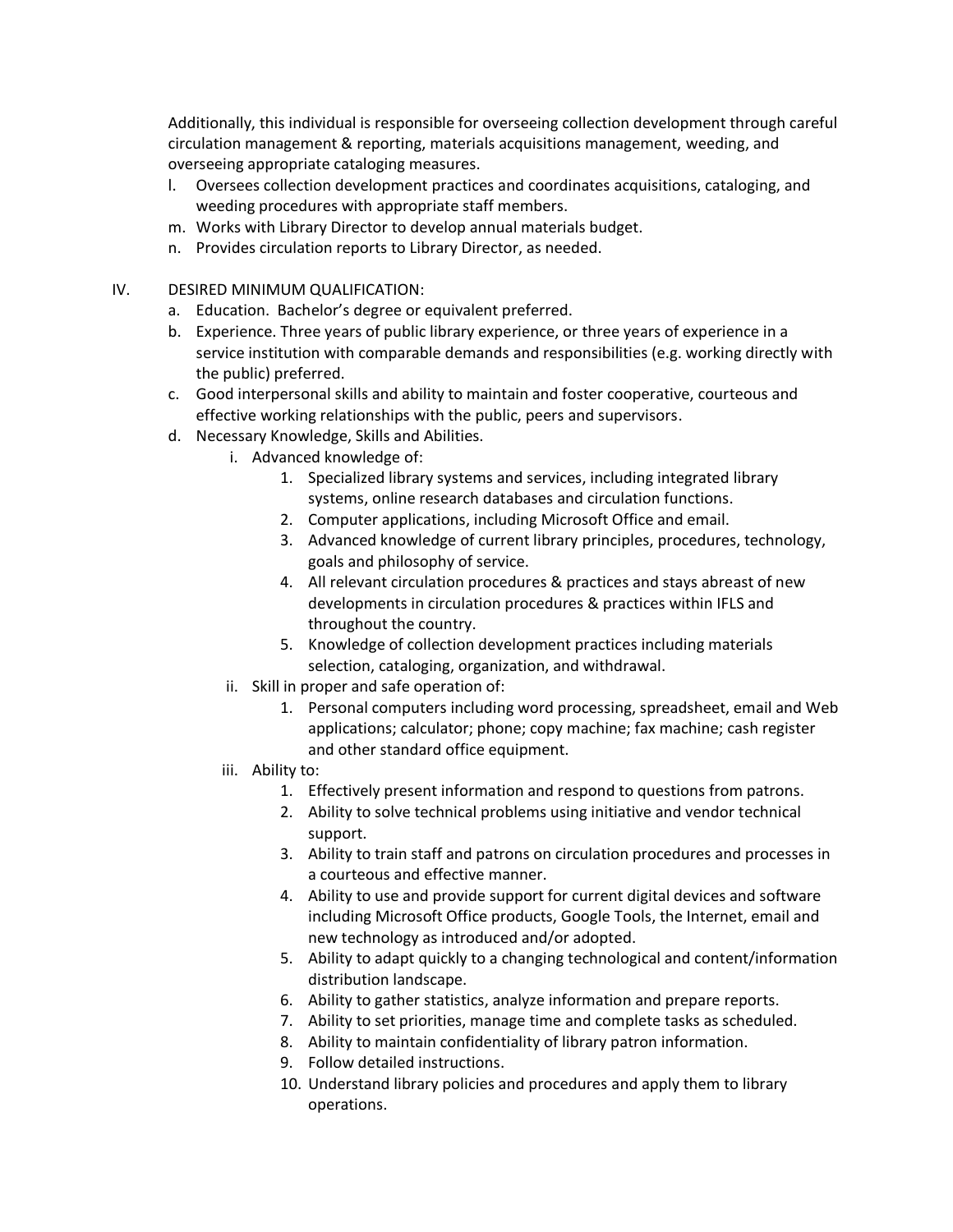Additionally, this individual is responsible for overseeing collection development through careful circulation management & reporting, materials acquisitions management, weeding, and overseeing appropriate cataloging measures.

l. Oversees collection development practices and coordinates acquisitions, cataloging, and weeding procedures with appropriate staff members.
m. Works with Library Director to develop annual materials budget.
n. Provides circulation reports to Library Director, as needed.

IV. DESIRED MINIMUM QUALIFICATION:

a. Education. Bachelor's degree or equivalent preferred.
b. Experience. Three years of public library experience, or three years of experience in a service institution with comparable demands and responsibilities (e.g. working directly with the public) preferred.
c. Good interpersonal skills and ability to maintain and foster cooperative, courteous and effective working relationships with the public, peers and supervisors.
d. Necessary Knowledge, Skills and Abilities.
   i. Advanced knowledge of:
      1. Specialized library systems and services, including integrated library systems, online research databases and circulation functions.
      2. Computer applications, including Microsoft Office and email.
      3. Advanced knowledge of current library principles, procedures, technology, goals and philosophy of service.
      4. All relevant circulation procedures & practices and stays abreast of new developments in circulation procedures & practices within IFLS and throughout the country.
      5. Knowledge of collection development practices including materials selection, cataloging, organization, and withdrawal.
   ii. Skill in proper and safe operation of:
      1. Personal computers including word processing, spreadsheet, email and Web applications; calculator; phone; copy machine; fax machine; cash register and other standard office equipment.
   iii. Ability to:
      1. Effectively present information and respond to questions from patrons.
      2. Ability to solve technical problems using initiative and vendor technical support.
      3. Ability to train staff and patrons on circulation procedures and processes in a courteous and effective manner.
      4. Ability to use and provide support for current digital devices and software including Microsoft Office products, Google Tools, the Internet, email and new technology as introduced and/or adopted.
      5. Ability to adapt quickly to a changing technological and content/information distribution landscape.
      6. Ability to gather statistics, analyze information and prepare reports.
      7. Ability to set priorities, manage time and complete tasks as scheduled.
      8. Ability to maintain confidentiality of library patron information.
      9. Follow detailed instructions.
      10. Understand library policies and procedures and apply them to library operations.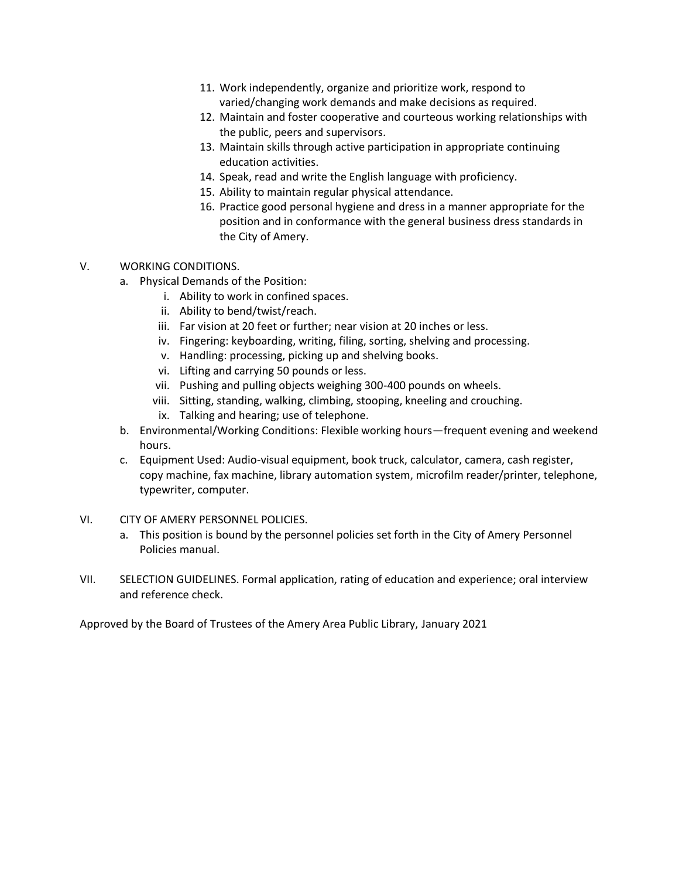11. Work independently, organize and prioritize work, respond to varied/changing work demands and make decisions as required.
12. Maintain and foster cooperative and courteous working relationships with the public, peers and supervisors.
13. Maintain skills through active participation in appropriate continuing education activities.
14. Speak, read and write the English language with proficiency.
15. Ability to maintain regular physical attendance.
16. Practice good personal hygiene and dress in a manner appropriate for the position and in conformance with the general business dress standards in the City of Amery.

V. WORKING CONDITIONS.

a. Physical Demands of the Position:
   - i. Ability to work in confined spaces.
   - ii. Ability to bend/twist/reach.
   - iii. Far vision at 20 feet or further; near vision at 20 inches or less.
   - iv. Fingering: keyboarding, writing, filing, sorting, shelving and processing.
   - v. Handling: processing, picking up and shelving books.
   - vi. Lifting and carrying 50 pounds or less.
   - vii. Pushing and pulling objects weighing 300-400 pounds on wheels.
   - viii. Sitting, standing, walking, climbing, stooping, kneeling and crouching.
   - ix. Talking and hearing; use of telephone.

b. Environmental/Working Conditions: Flexible working hours—frequent evening and weekend hours.

c. Equipment Used: Audio-visual equipment, book truck, calculator, camera, cash register, copy machine, fax machine, library automation system, microfilm reader/printer, telephone, typewriter, computer.

VI. CITY OF AMERY PERSONNEL POLICIES.

a. This position is bound by the personnel policies set forth in the City of Amery Personnel Policies manual.

VII. SELECTION GUIDELINES. Formal application, rating of education and experience; oral interview and reference check.

Approved by the Board of Trustees of the Amery Area Public Library, January 2021